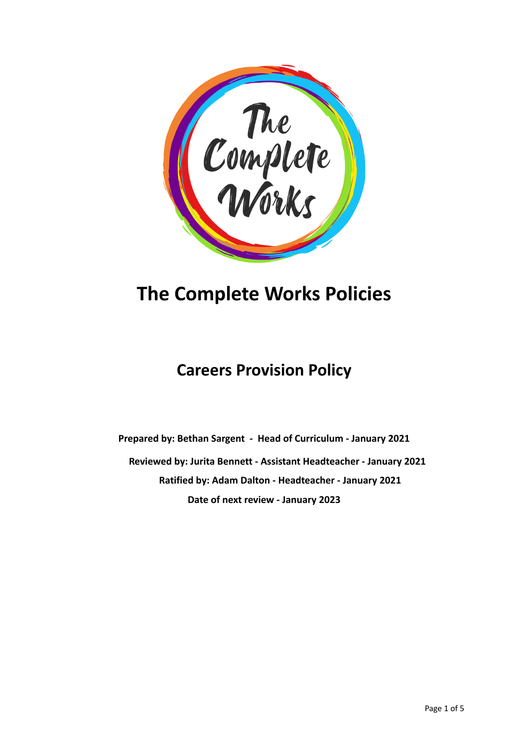# The Complete Works Policies

## Careers Provision Policy

**Prepared by: Bethan Sargent - Head of Curriculum - January 2021**

**Reviewed by: Jurita Bennett - Assistant Headteacher - January 2021**

**Ratified by: Adam Dalton - Headteacher - January 2021**

**Date of next review - January 2023**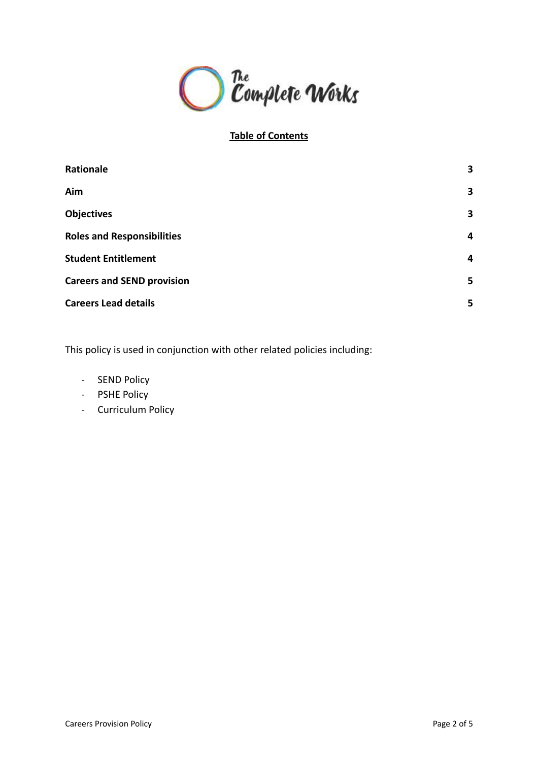## Table of Contents

| | |
|---|---|
| **Rationale** | **3** |
| **Aim** | **3** |
| **Objectives** | **3** |
| **Roles and Responsibilities** | **4** |
| **Student Entitlement** | **4** |
| **Careers and SEND provision** | **5** |
| **Careers Lead details** | **5** |

This policy is used in conjunction with other related policies including:

- SEND Policy
- PSHE Policy
- Curriculum Policy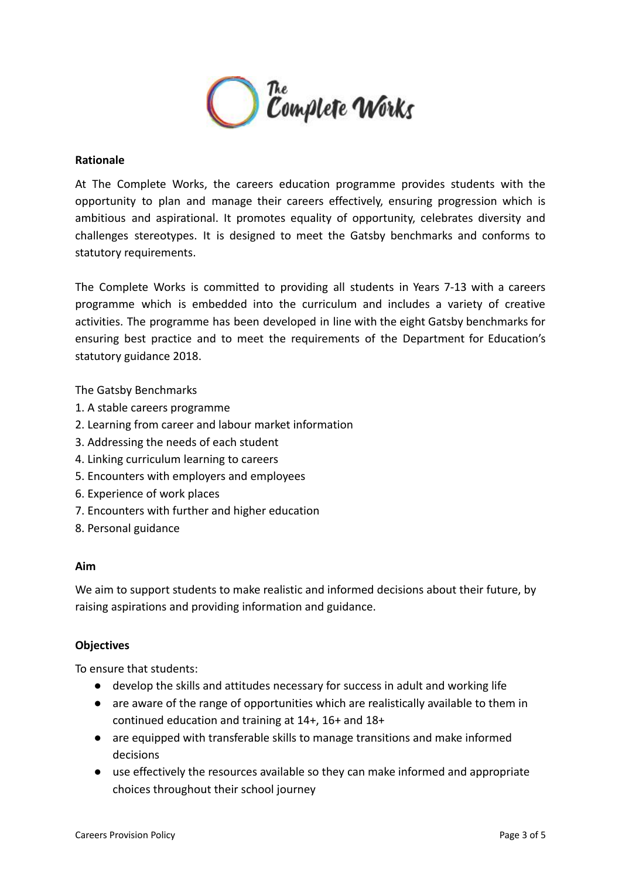**Rationale**

At The Complete Works, the careers education programme provides students with the opportunity to plan and manage their careers effectively, ensuring progression which is ambitious and aspirational. It promotes equality of opportunity, celebrates diversity and challenges stereotypes. It is designed to meet the Gatsby benchmarks and conforms to statutory requirements.

The Complete Works is committed to providing all students in Years 7-13 with a careers programme which is embedded into the curriculum and includes a variety of creative activities. The programme has been developed in line with the eight Gatsby benchmarks for ensuring best practice and to meet the requirements of the Department for Education's statutory guidance 2018.

The Gatsby Benchmarks

1. A stable careers programme
2. Learning from career and labour market information
3. Addressing the needs of each student
4. Linking curriculum learning to careers
5. Encounters with employers and employees
6. Experience of work places
7. Encounters with further and higher education
8. Personal guidance

**Aim**

We aim to support students to make realistic and informed decisions about their future, by raising aspirations and providing information and guidance.

**Objectives**

To ensure that students:

- develop the skills and attitudes necessary for success in adult and working life
- are aware of the range of opportunities which are realistically available to them in continued education and training at 14+, 16+ and 18+
- are equipped with transferable skills to manage transitions and make informed decisions
- use effectively the resources available so they can make informed and appropriate choices throughout their school journey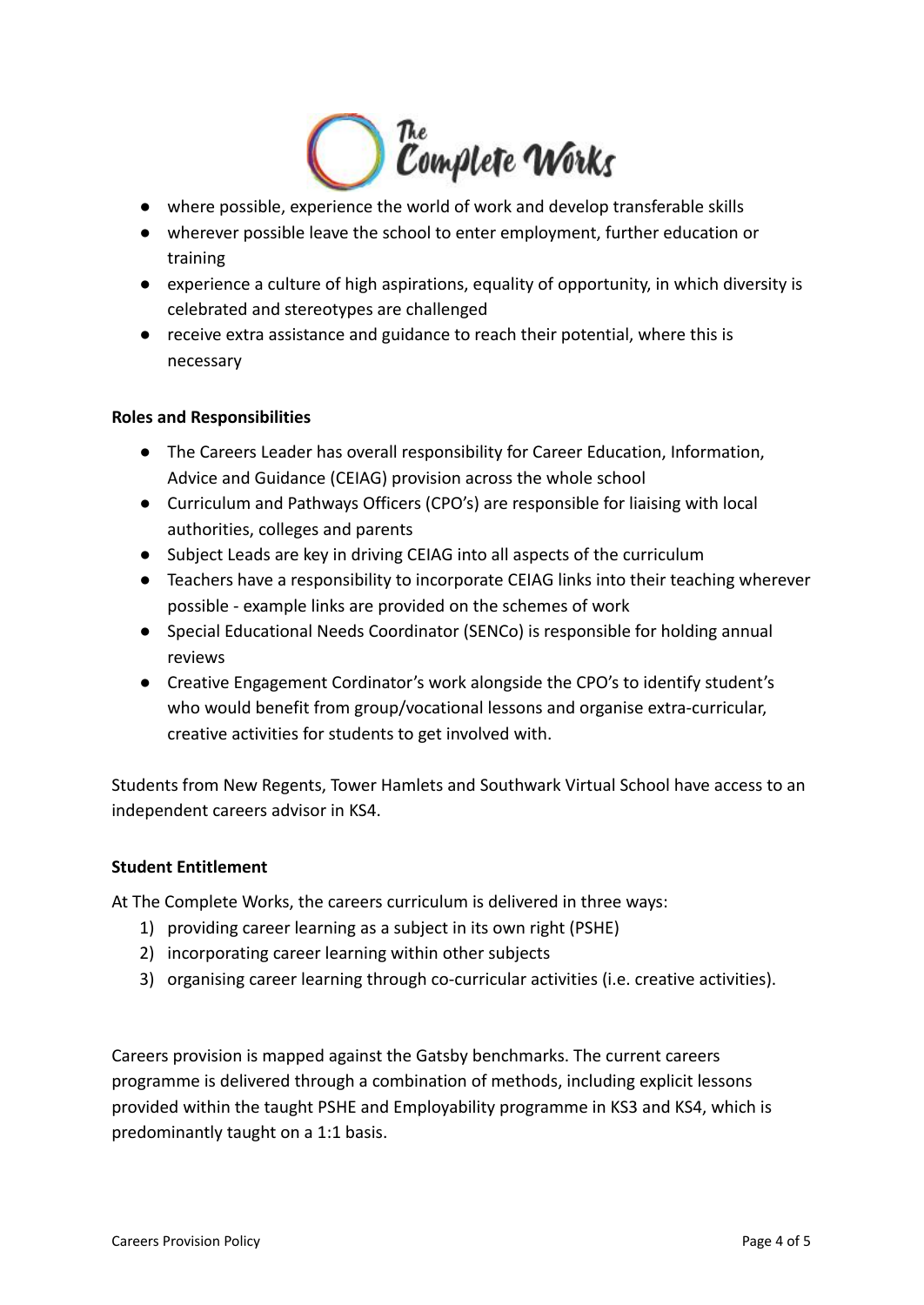- where possible, experience the world of work and develop transferable skills
- wherever possible leave the school to enter employment, further education or training
- experience a culture of high aspirations, equality of opportunity, in which diversity is celebrated and stereotypes are challenged
- receive extra assistance and guidance to reach their potential, where this is necessary

**Roles and Responsibilities**

- The Careers Leader has overall responsibility for Career Education, Information, Advice and Guidance (CEIAG) provision across the whole school
- Curriculum and Pathways Officers (CPO's) are responsible for liaising with local authorities, colleges and parents
- Subject Leads are key in driving CEIAG into all aspects of the curriculum
- Teachers have a responsibility to incorporate CEIAG links into their teaching wherever possible - example links are provided on the schemes of work
- Special Educational Needs Coordinator (SENCo) is responsible for holding annual reviews
- Creative Engagement Cordinator's work alongside the CPO's to identify student's who would benefit from group/vocational lessons and organise extra-curricular, creative activities for students to get involved with.

Students from New Regents, Tower Hamlets and Southwark Virtual School have access to an independent careers advisor in KS4.

**Student Entitlement**

At The Complete Works, the careers curriculum is delivered in three ways:

1) providing career learning as a subject in its own right (PSHE)
2) incorporating career learning within other subjects
3) organising career learning through co-curricular activities (i.e. creative activities).

Careers provision is mapped against the Gatsby benchmarks. The current careers programme is delivered through a combination of methods, including explicit lessons provided within the taught PSHE and Employability programme in KS3 and KS4, which is predominantly taught on a 1:1 basis.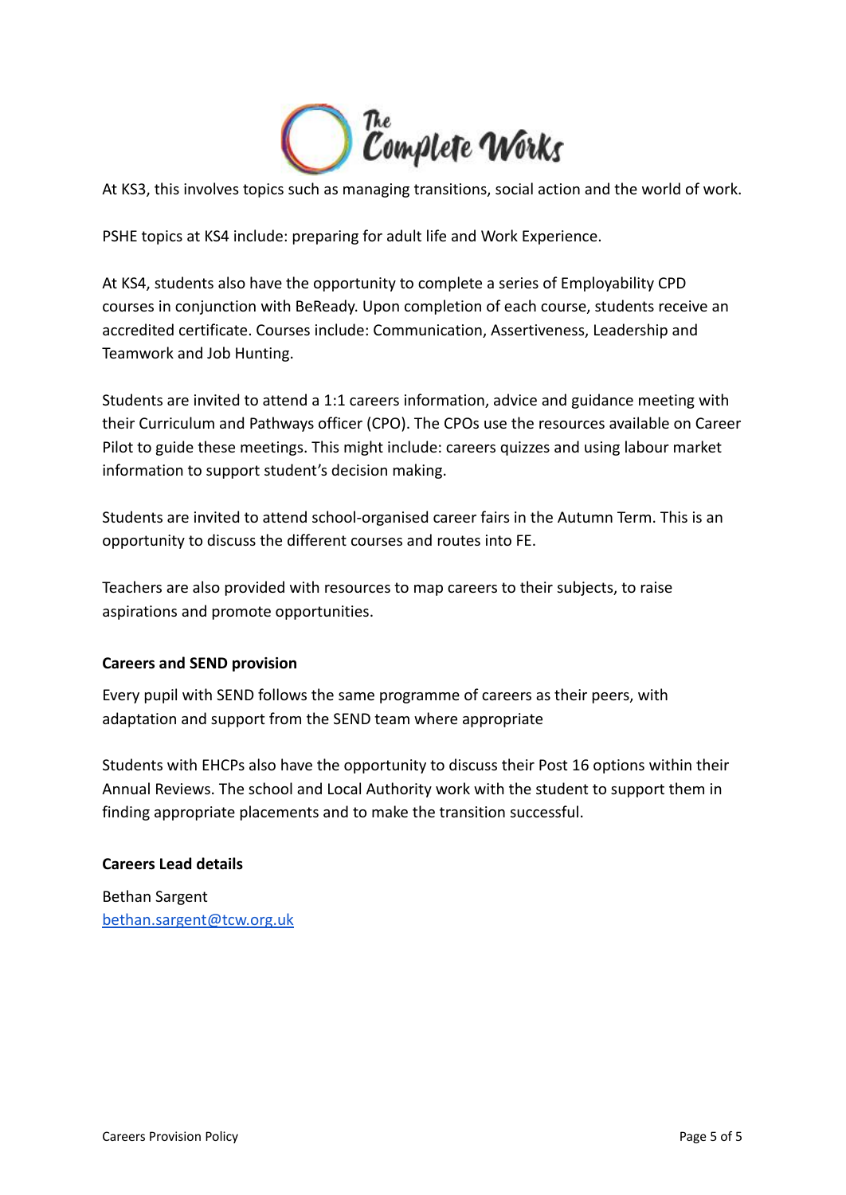At KS3, this involves topics such as managing transitions, social action and the world of work.

PSHE topics at KS4 include: preparing for adult life and Work Experience.

At KS4, students also have the opportunity to complete a series of Employability CPD courses in conjunction with BeReady. Upon completion of each course, students receive an accredited certificate. Courses include: Communication, Assertiveness, Leadership and Teamwork and Job Hunting.

Students are invited to attend a 1:1 careers information, advice and guidance meeting with their Curriculum and Pathways officer (CPO). The CPOs use the resources available on Career Pilot to guide these meetings. This might include: careers quizzes and using labour market information to support student's decision making.

Students are invited to attend school-organised career fairs in the Autumn Term. This is an opportunity to discuss the different courses and routes into FE.

Teachers are also provided with resources to map careers to their subjects, to raise aspirations and promote opportunities.

**Careers and SEND provision**

Every pupil with SEND follows the same programme of careers as their peers, with adaptation and support from the SEND team where appropriate

Students with EHCPs also have the opportunity to discuss their Post 16 options within their Annual Reviews. The school and Local Authority work with the student to support them in finding appropriate placements and to make the transition successful.

**Careers Lead details**

Bethan Sargent
[bethan.sargent@tcw.org.uk](mailto:bethan.sargent@tcw.org.uk)